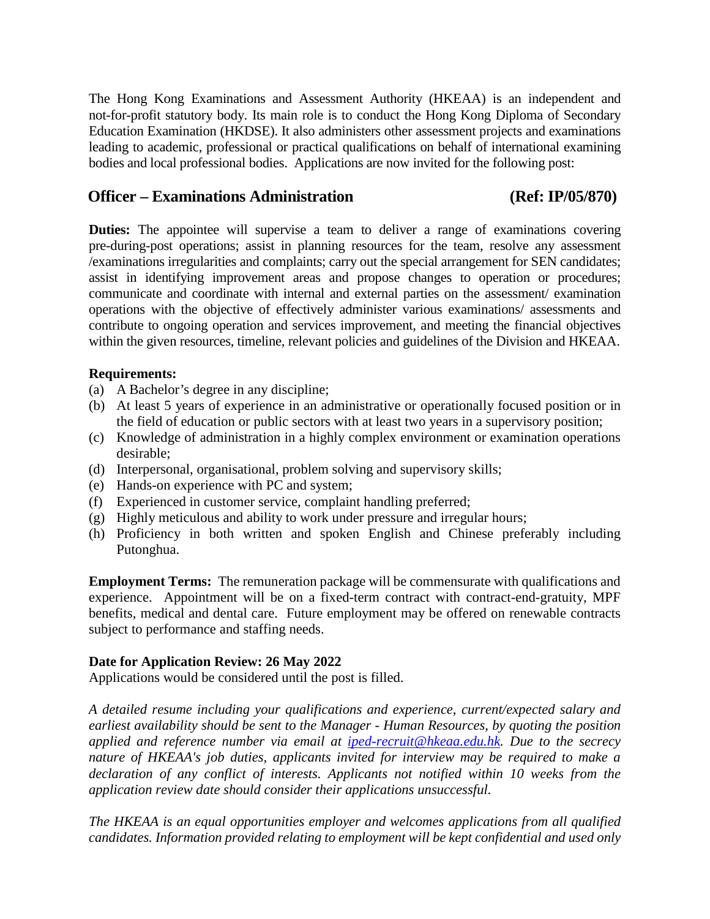The Hong Kong Examinations and Assessment Authority (HKEAA) is an independent and not-for-profit statutory body. Its main role is to conduct the Hong Kong Diploma of Secondary Education Examination (HKDSE). It also administers other assessment projects and examinations leading to academic, professional or practical qualifications on behalf of international examining bodies and local professional bodies. Applications are now invited for the following post:

## Officer – Examinations Administration (Ref: IP/05/870)

**Duties:** The appointee will supervise a team to deliver a range of examinations covering pre-during-post operations; assist in planning resources for the team, resolve any assessment /examinations irregularities and complaints; carry out the special arrangement for SEN candidates; assist in identifying improvement areas and propose changes to operation or procedures; communicate and coordinate with internal and external parties on the assessment/ examination operations with the objective of effectively administer various examinations/ assessments and contribute to ongoing operation and services improvement, and meeting the financial objectives within the given resources, timeline, relevant policies and guidelines of the Division and HKEAA.

**Requirements:**

(a) A Bachelor's degree in any discipline;

(b) At least 5 years of experience in an administrative or operationally focused position or in the field of education or public sectors with at least two years in a supervisory position;

(c) Knowledge of administration in a highly complex environment or examination operations desirable;

(d) Interpersonal, organisational, problem solving and supervisory skills;

(e) Hands-on experience with PC and system;

(f) Experienced in customer service, complaint handling preferred;

(g) Highly meticulous and ability to work under pressure and irregular hours;

(h) Proficiency in both written and spoken English and Chinese preferably including Putonghua.

**Employment Terms:** The remuneration package will be commensurate with qualifications and experience. Appointment will be on a fixed-term contract with contract-end-gratuity, MPF benefits, medical and dental care. Future employment may be offered on renewable contracts subject to performance and staffing needs.

**Date for Application Review: 26 May 2022**

Applications would be considered until the post is filled.

*A detailed resume including your qualifications and experience, current/expected salary and earliest availability should be sent to the Manager - Human Resources, by quoting the position applied and reference number via email at [iped-recruit@hkeaa.edu.hk](mailto:iped-recruit@hkeaa.edu.hk). Due to the secrecy nature of HKEAA's job duties, applicants invited for interview may be required to make a declaration of any conflict of interests. Applicants not notified within 10 weeks from the application review date should consider their applications unsuccessful.*

*The HKEAA is an equal opportunities employer and welcomes applications from all qualified candidates. Information provided relating to employment will be kept confidential and used only*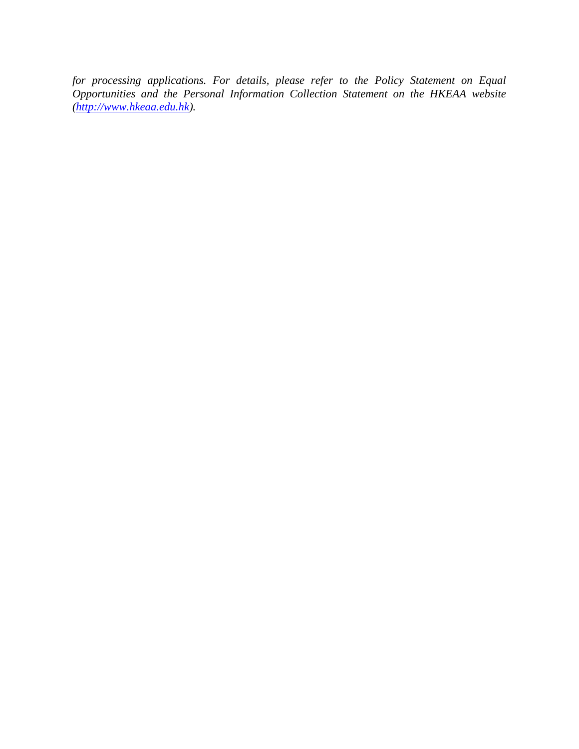*for processing applications. For details, please refer to the Policy Statement on Equal Opportunities and the Personal Information Collection Statement on the HKEAA website ([http://www.hkeaa.edu.hk](http://www.hkeaa.edu.hk)).*